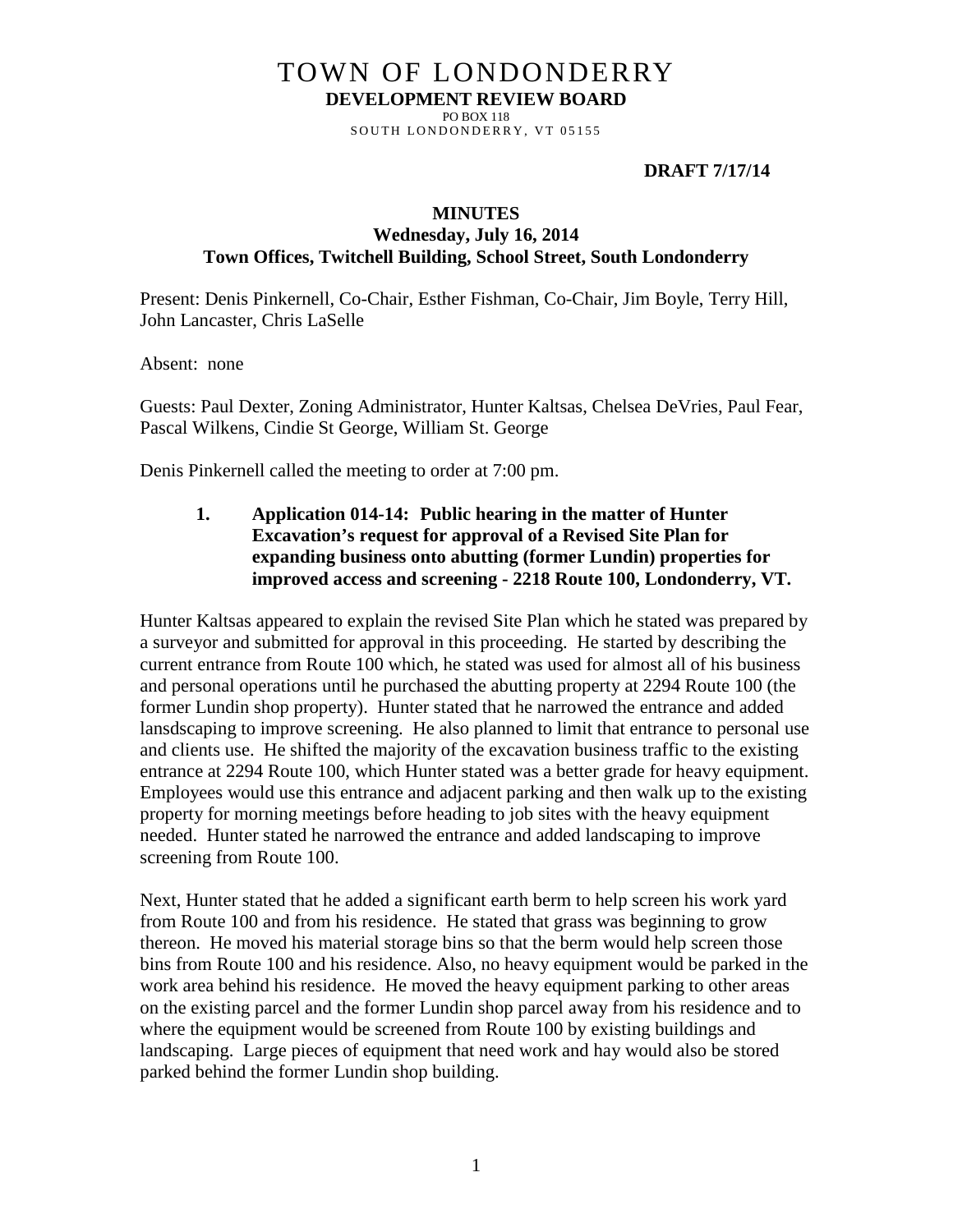# TOWN OF LONDONDERRY

**DEVELOPMENT REVIEW BOARD**

PO BOX 118

SOUTH LONDONDERRY, VT 05155

**DRAFT 7/17/14**

## MINUTES

**Wednesday, July 16, 2014**

**Town Offices, Twitchell Building, School Street, South Londonderry**

Present: Denis Pinkernell, Co-Chair, Esther Fishman, Co-Chair, Jim Boyle, Terry Hill, John Lancaster, Chris LaSelle

Absent: none

Guests: Paul Dexter, Zoning Administrator, Hunter Kaltsas, Chelsea DeVries, Paul Fear, Pascal Wilkens, Cindie St George, William St. George

Denis Pinkernell called the meeting to order at 7:00 pm.

**1. Application 014-14: Public hearing in the matter of Hunter Excavation's request for approval of a Revised Site Plan for expanding business onto abutting (former Lundin) properties for improved access and screening - 2218 Route 100, Londonderry, VT.**

Hunter Kaltsas appeared to explain the revised Site Plan which he stated was prepared by a surveyor and submitted for approval in this proceeding. He started by describing the current entrance from Route 100 which, he stated was used for almost all of his business and personal operations until he purchased the abutting property at 2294 Route 100 (the former Lundin shop property). Hunter stated that he narrowed the entrance and added lansdscaping to improve screening. He also planned to limit that entrance to personal use and clients use. He shifted the majority of the excavation business traffic to the existing entrance at 2294 Route 100, which Hunter stated was a better grade for heavy equipment. Employees would use this entrance and adjacent parking and then walk up to the existing property for morning meetings before heading to job sites with the heavy equipment needed. Hunter stated he narrowed the entrance and added landscaping to improve screening from Route 100.

Next, Hunter stated that he added a significant earth berm to help screen his work yard from Route 100 and from his residence. He stated that grass was beginning to grow thereon. He moved his material storage bins so that the berm would help screen those bins from Route 100 and his residence. Also, no heavy equipment would be parked in the work area behind his residence. He moved the heavy equipment parking to other areas on the existing parcel and the former Lundin shop parcel away from his residence and to where the equipment would be screened from Route 100 by existing buildings and landscaping. Large pieces of equipment that need work and hay would also be stored parked behind the former Lundin shop building.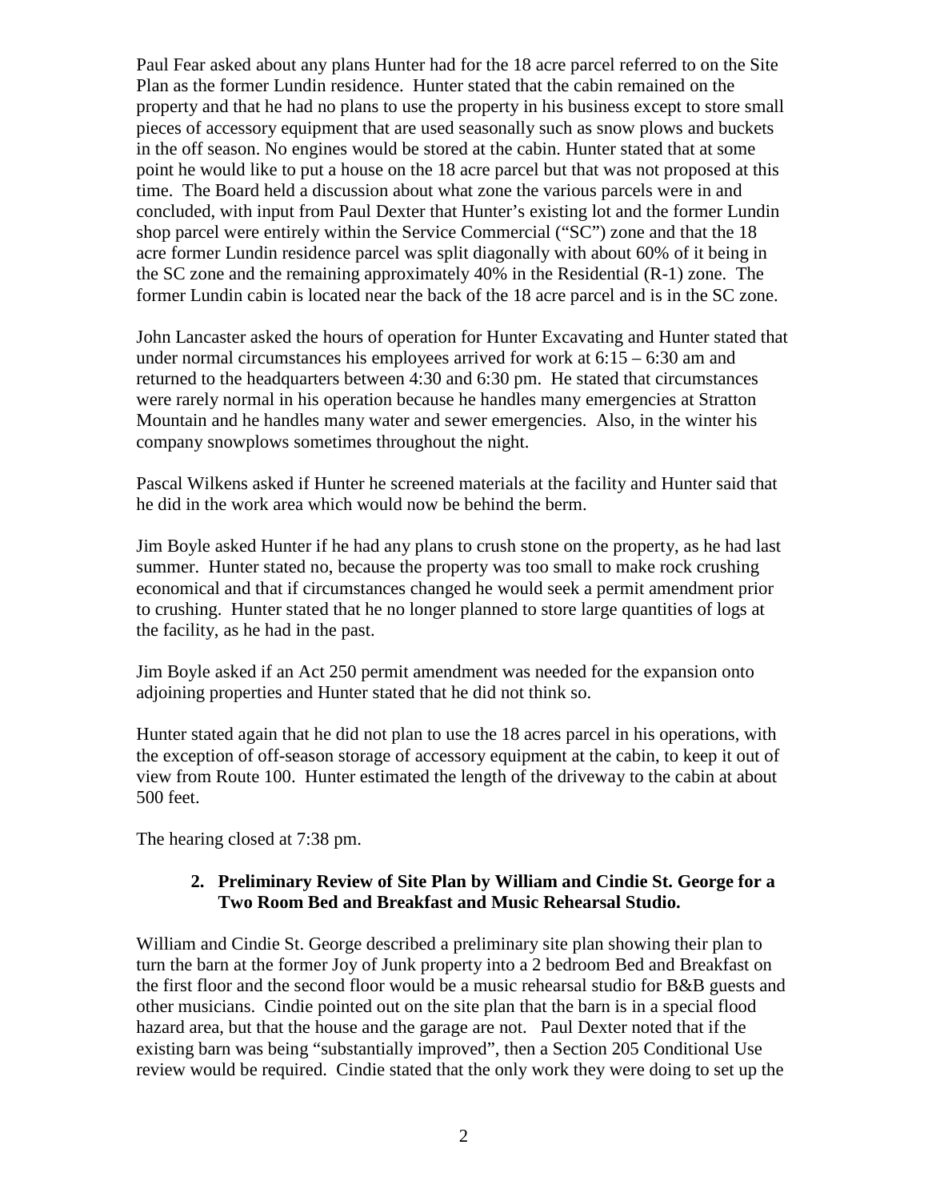Paul Fear asked about any plans Hunter had for the 18 acre parcel referred to on the Site Plan as the former Lundin residence. Hunter stated that the cabin remained on the property and that he had no plans to use the property in his business except to store small pieces of accessory equipment that are used seasonally such as snow plows and buckets in the off season. No engines would be stored at the cabin. Hunter stated that at some point he would like to put a house on the 18 acre parcel but that was not proposed at this time. The Board held a discussion about what zone the various parcels were in and concluded, with input from Paul Dexter that Hunter's existing lot and the former Lundin shop parcel were entirely within the Service Commercial ("SC") zone and that the 18 acre former Lundin residence parcel was split diagonally with about 60% of it being in the SC zone and the remaining approximately 40% in the Residential (R-1) zone. The former Lundin cabin is located near the back of the 18 acre parcel and is in the SC zone.

John Lancaster asked the hours of operation for Hunter Excavating and Hunter stated that under normal circumstances his employees arrived for work at 6:15 – 6:30 am and returned to the headquarters between 4:30 and 6:30 pm. He stated that circumstances were rarely normal in his operation because he handles many emergencies at Stratton Mountain and he handles many water and sewer emergencies. Also, in the winter his company snowplows sometimes throughout the night.

Pascal Wilkens asked if Hunter he screened materials at the facility and Hunter said that he did in the work area which would now be behind the berm.

Jim Boyle asked Hunter if he had any plans to crush stone on the property, as he had last summer. Hunter stated no, because the property was too small to make rock crushing economical and that if circumstances changed he would seek a permit amendment prior to crushing. Hunter stated that he no longer planned to store large quantities of logs at the facility, as he had in the past.

Jim Boyle asked if an Act 250 permit amendment was needed for the expansion onto adjoining properties and Hunter stated that he did not think so.

Hunter stated again that he did not plan to use the 18 acres parcel in his operations, with the exception of off-season storage of accessory equipment at the cabin, to keep it out of view from Route 100. Hunter estimated the length of the driveway to the cabin at about 500 feet.

The hearing closed at 7:38 pm.

**2. Preliminary Review of Site Plan by William and Cindie St. George for a Two Room Bed and Breakfast and Music Rehearsal Studio.**

William and Cindie St. George described a preliminary site plan showing their plan to turn the barn at the former Joy of Junk property into a 2 bedroom Bed and Breakfast on the first floor and the second floor would be a music rehearsal studio for B&B guests and other musicians. Cindie pointed out on the site plan that the barn is in a special flood hazard area, but that the house and the garage are not. Paul Dexter noted that if the existing barn was being "substantially improved", then a Section 205 Conditional Use review would be required. Cindie stated that the only work they were doing to set up the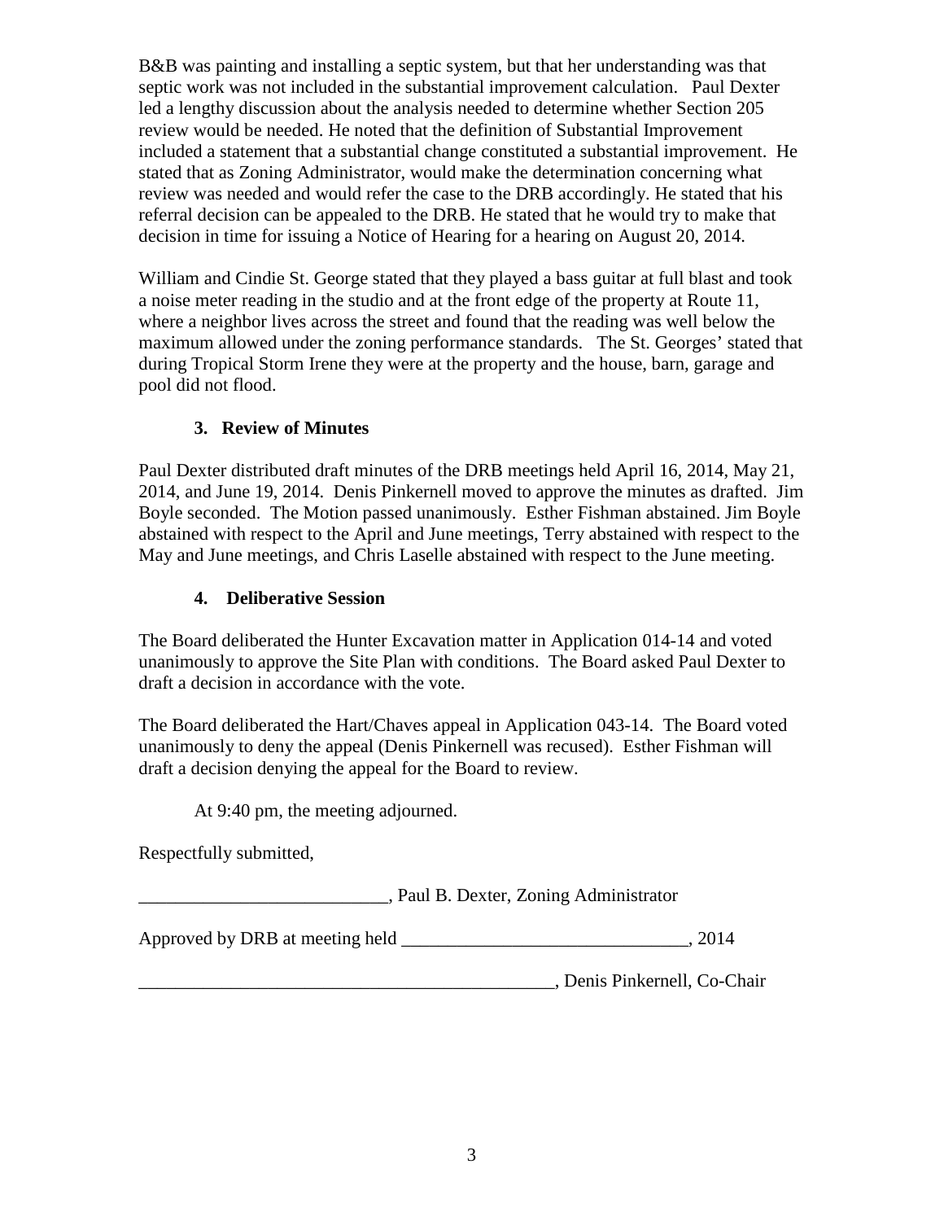B&B was painting and installing a septic system, but that her understanding was that septic work was not included in the substantial improvement calculation. Paul Dexter led a lengthy discussion about the analysis needed to determine whether Section 205 review would be needed. He noted that the definition of Substantial Improvement included a statement that a substantial change constituted a substantial improvement. He stated that as Zoning Administrator, would make the determination concerning what review was needed and would refer the case to the DRB accordingly. He stated that his referral decision can be appealed to the DRB. He stated that he would try to make that decision in time for issuing a Notice of Hearing for a hearing on August 20, 2014.

William and Cindie St. George stated that they played a bass guitar at full blast and took a noise meter reading in the studio and at the front edge of the property at Route 11, where a neighbor lives across the street and found that the reading was well below the maximum allowed under the zoning performance standards. The St. Georges' stated that during Tropical Storm Irene they were at the property and the house, barn, garage and pool did not flood.

### 3. Review of Minutes

Paul Dexter distributed draft minutes of the DRB meetings held April 16, 2014, May 21, 2014, and June 19, 2014. Denis Pinkernell moved to approve the minutes as drafted. Jim Boyle seconded. The Motion passed unanimously. Esther Fishman abstained. Jim Boyle abstained with respect to the April and June meetings, Terry abstained with respect to the May and June meetings, and Chris Laselle abstained with respect to the June meeting.

### 4. Deliberative Session

The Board deliberated the Hunter Excavation matter in Application 014-14 and voted unanimously to approve the Site Plan with conditions. The Board asked Paul Dexter to draft a decision in accordance with the vote.

The Board deliberated the Hart/Chaves appeal in Application 043-14. The Board voted unanimously to deny the appeal (Denis Pinkernell was recused). Esther Fishman will draft a decision denying the appeal for the Board to review.

At 9:40 pm, the meeting adjourned.

Respectfully submitted,

___________________________, Paul B. Dexter, Zoning Administrator

Approved by DRB at meeting held _______________________________, 2014

______________________________________________, Denis Pinkernell, Co-Chair